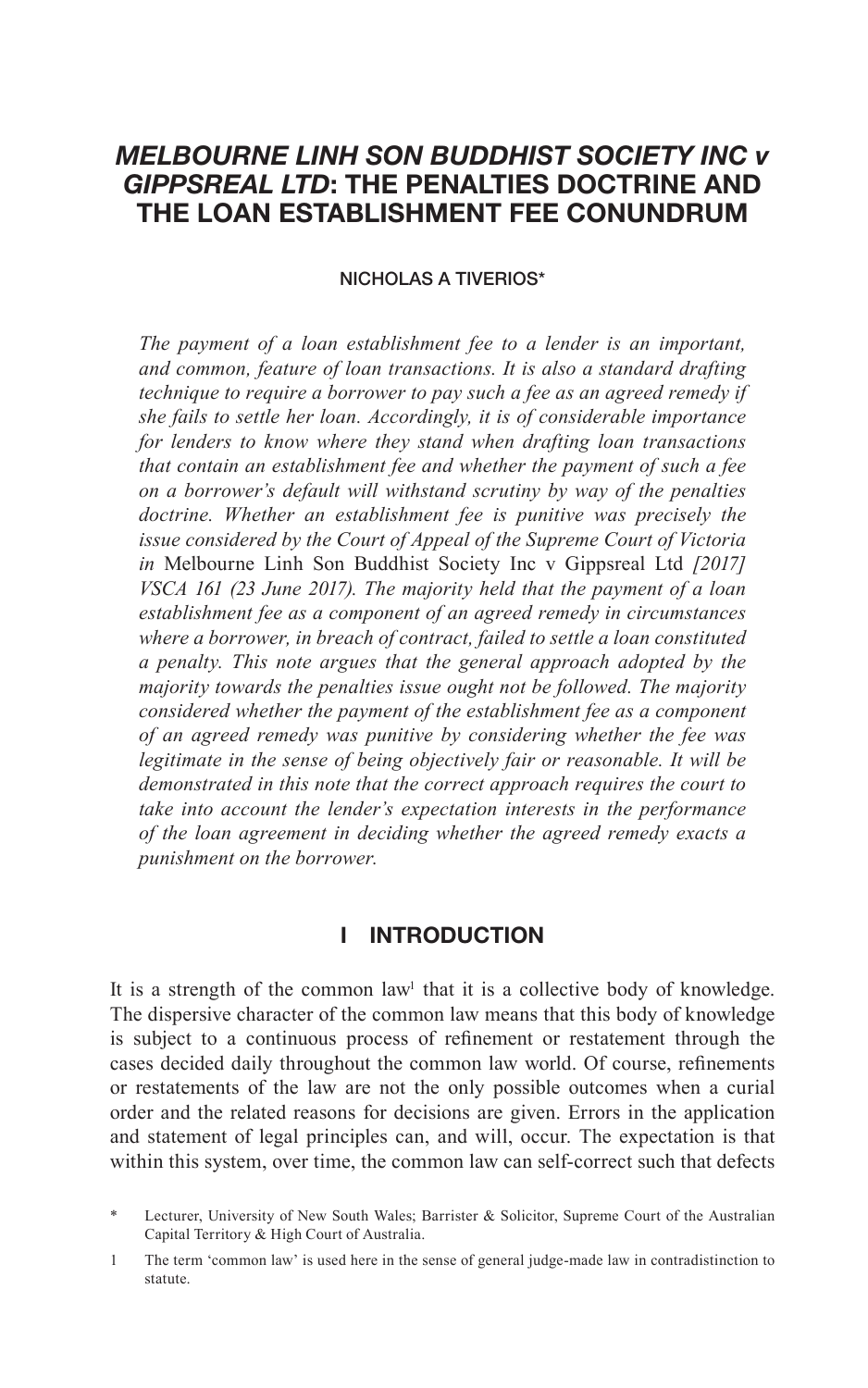# *MELBOURNE LINH SON BUDDHIST SOCIETY INC v GIPPSREAL LTD*: THE PENALTIES DOCTRINE AND THE LOAN ESTABLISHMENT FEE CONUNDRUM

NICHOLAS A TIVERIOS*

*The payment of a loan establishment fee to a lender is an important, and common, feature of loan transactions. It is also a standard drafting technique to require a borrower to pay such a fee as an agreed remedy if she fails to settle her loan. Accordingly, it is of considerable importance for lenders to know where they stand when drafting loan transactions that contain an establishment fee and whether the payment of such a fee on a borrower's default will withstand scrutiny by way of the penalties doctrine. Whether an establishment fee is punitive was precisely the issue considered by the Court of Appeal of the Supreme Court of Victoria in* Melbourne Linh Son Buddhist Society Inc v Gippsreal Ltd *[2017] VSCA 161 (23 June 2017). The majority held that the payment of a loan establishment fee as a component of an agreed remedy in circumstances where a borrower, in breach of contract, failed to settle a loan constituted a penalty. This note argues that the general approach adopted by the majority towards the penalties issue ought not be followed. The majority considered whether the payment of the establishment fee as a component of an agreed remedy was punitive by considering whether the fee was legitimate in the sense of being objectively fair or reasonable. It will be demonstrated in this note that the correct approach requires the court to take into account the lender's expectation interests in the performance of the loan agreement in deciding whether the agreed remedy exacts a punishment on the borrower.*

## I INTRODUCTION

It is a strength of the common law[1] that it is a collective body of knowledge. The dispersive character of the common law means that this body of knowledge is subject to a continuous process of refinement or restatement through the cases decided daily throughout the common law world. Of course, refinements or restatements of the law are not the only possible outcomes when a curial order and the related reasons for decisions are given. Errors in the application and statement of legal principles can, and will, occur. The expectation is that within this system, over time, the common law can self-correct such that defects

\* Lecturer, University of New South Wales; Barrister & Solicitor, Supreme Court of the Australian Capital Territory & High Court of Australia.

1 The term 'common law' is used here in the sense of general judge-made law in contradistinction to statute.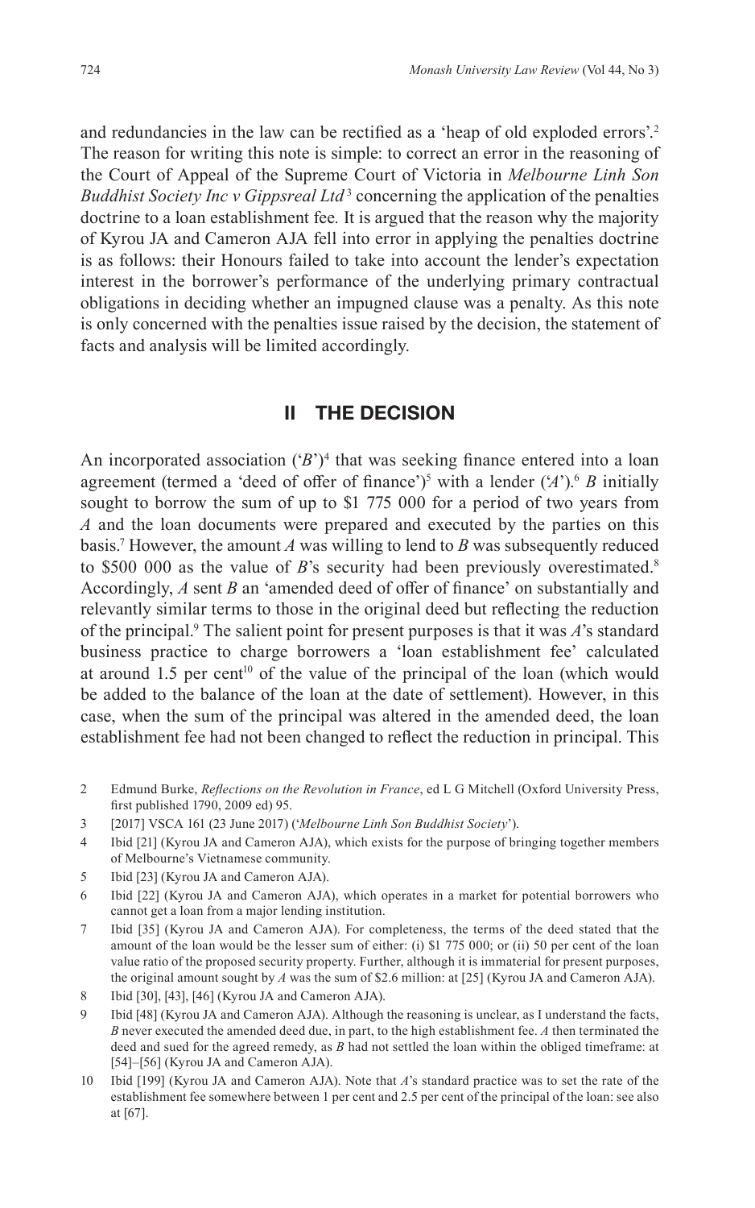and redundancies in the law can be rectified as a 'heap of old exploded errors'.[2] The reason for writing this note is simple: to correct an error in the reasoning of the Court of Appeal of the Supreme Court of Victoria in *Melbourne Linh Son Buddhist Society Inc v Gippsreal Ltd*[3] concerning the application of the penalties doctrine to a loan establishment fee. It is argued that the reason why the majority of Kyrou JA and Cameron AJA fell into error in applying the penalties doctrine is as follows: their Honours failed to take into account the lender's expectation interest in the borrower's performance of the underlying primary contractual obligations in deciding whether an impugned clause was a penalty. As this note is only concerned with the penalties issue raised by the decision, the statement of facts and analysis will be limited accordingly.

## II THE DECISION

An incorporated association ('*B*')[4] that was seeking finance entered into a loan agreement (termed a 'deed of offer of finance')[5] with a lender ('*A*').[6] *B* initially sought to borrow the sum of up to $1 775 000 for a period of two years from *A* and the loan documents were prepared and executed by the parties on this basis.[7] However, the amount *A* was willing to lend to *B* was subsequently reduced to $500 000 as the value of *B*'s security had been previously overestimated.[8] Accordingly, *A* sent *B* an 'amended deed of offer of finance' on substantially and relevantly similar terms to those in the original deed but reflecting the reduction of the principal.[9] The salient point for present purposes is that it was *A*'s standard business practice to charge borrowers a 'loan establishment fee' calculated at around 1.5 per cent[10] of the value of the principal of the loan (which would be added to the balance of the loan at the date of settlement). However, in this case, when the sum of the principal was altered in the amended deed, the loan establishment fee had not been changed to reflect the reduction in principal. This

2 Edmund Burke, *Reflections on the Revolution in France*, ed L G Mitchell (Oxford University Press, first published 1790, 2009 ed) 95.

3 [2017] VSCA 161 (23 June 2017) ('*Melbourne Linh Son Buddhist Society*').

4 Ibid [21] (Kyrou JA and Cameron AJA), which exists for the purpose of bringing together members of Melbourne's Vietnamese community.

5 Ibid [23] (Kyrou JA and Cameron AJA).

6 Ibid [22] (Kyrou JA and Cameron AJA), which operates in a market for potential borrowers who cannot get a loan from a major lending institution.

7 Ibid [35] (Kyrou JA and Cameron AJA). For completeness, the terms of the deed stated that the amount of the loan would be the lesser sum of either: (i) $1 775 000; or (ii) 50 per cent of the loan value ratio of the proposed security property. Further, although it is immaterial for present purposes, the original amount sought by *A* was the sum of $2.6 million: at [25] (Kyrou JA and Cameron AJA).

8 Ibid [30], [43], [46] (Kyrou JA and Cameron AJA).

9 Ibid [48] (Kyrou JA and Cameron AJA). Although the reasoning is unclear, as I understand the facts, *B* never executed the amended deed due, in part, to the high establishment fee. *A* then terminated the deed and sued for the agreed remedy, as *B* had not settled the loan within the obliged timeframe: at [54]–[56] (Kyrou JA and Cameron AJA).

10 Ibid [199] (Kyrou JA and Cameron AJA). Note that *A*'s standard practice was to set the rate of the establishment fee somewhere between 1 per cent and 2.5 per cent of the principal of the loan: see also at [67].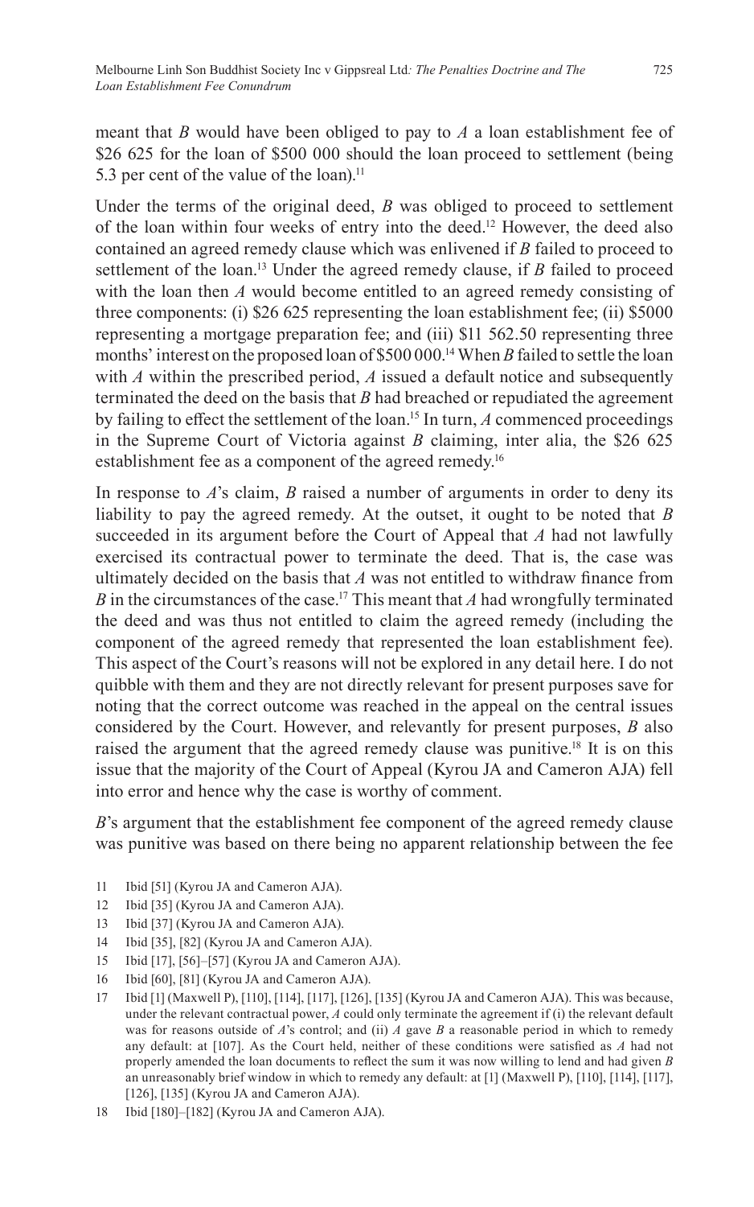meant that *B* would have been obliged to pay to *A* a loan establishment fee of $26 625 for the loan of $500 000 should the loan proceed to settlement (being 5.3 per cent of the value of the loan).[11]

Under the terms of the original deed, *B* was obliged to proceed to settlement of the loan within four weeks of entry into the deed.[12] However, the deed also contained an agreed remedy clause which was enlivened if *B* failed to proceed to settlement of the loan.[13] Under the agreed remedy clause, if *B* failed to proceed with the loan then *A* would become entitled to an agreed remedy consisting of three components: (i) $26 625 representing the loan establishment fee; (ii) $5000 representing a mortgage preparation fee; and (iii) $11 562.50 representing three months' interest on the proposed loan of $500 000.[14] When *B* failed to settle the loan with *A* within the prescribed period, *A* issued a default notice and subsequently terminated the deed on the basis that *B* had breached or repudiated the agreement by failing to effect the settlement of the loan.[15] In turn, *A* commenced proceedings in the Supreme Court of Victoria against *B* claiming, inter alia, the $26 625 establishment fee as a component of the agreed remedy.[16]

In response to *A*'s claim, *B* raised a number of arguments in order to deny its liability to pay the agreed remedy. At the outset, it ought to be noted that *B* succeeded in its argument before the Court of Appeal that *A* had not lawfully exercised its contractual power to terminate the deed. That is, the case was ultimately decided on the basis that *A* was not entitled to withdraw finance from *B* in the circumstances of the case.[17] This meant that *A* had wrongfully terminated the deed and was thus not entitled to claim the agreed remedy (including the component of the agreed remedy that represented the loan establishment fee). This aspect of the Court's reasons will not be explored in any detail here. I do not quibble with them and they are not directly relevant for present purposes save for noting that the correct outcome was reached in the appeal on the central issues considered by the Court. However, and relevantly for present purposes, *B* also raised the argument that the agreed remedy clause was punitive.[18] It is on this issue that the majority of the Court of Appeal (Kyrou JA and Cameron AJA) fell into error and hence why the case is worthy of comment.

*B*'s argument that the establishment fee component of the agreed remedy clause was punitive was based on there being no apparent relationship between the fee

11 Ibid [51] (Kyrou JA and Cameron AJA).

12 Ibid [35] (Kyrou JA and Cameron AJA).

13 Ibid [37] (Kyrou JA and Cameron AJA).

14 Ibid [35], [82] (Kyrou JA and Cameron AJA).

15 Ibid [17], [56]–[57] (Kyrou JA and Cameron AJA).

16 Ibid [60], [81] (Kyrou JA and Cameron AJA).

17 Ibid [1] (Maxwell P), [110], [114], [117], [126], [135] (Kyrou JA and Cameron AJA). This was because, under the relevant contractual power, *A* could only terminate the agreement if (i) the relevant default was for reasons outside of *A*'s control; and (ii) *A* gave *B* a reasonable period in which to remedy any default: at [107]. As the Court held, neither of these conditions were satisfied as *A* had not properly amended the loan documents to reflect the sum it was now willing to lend and had given *B* an unreasonably brief window in which to remedy any default: at [1] (Maxwell P), [110], [114], [117], [126], [135] (Kyrou JA and Cameron AJA).

18 Ibid [180]–[182] (Kyrou JA and Cameron AJA).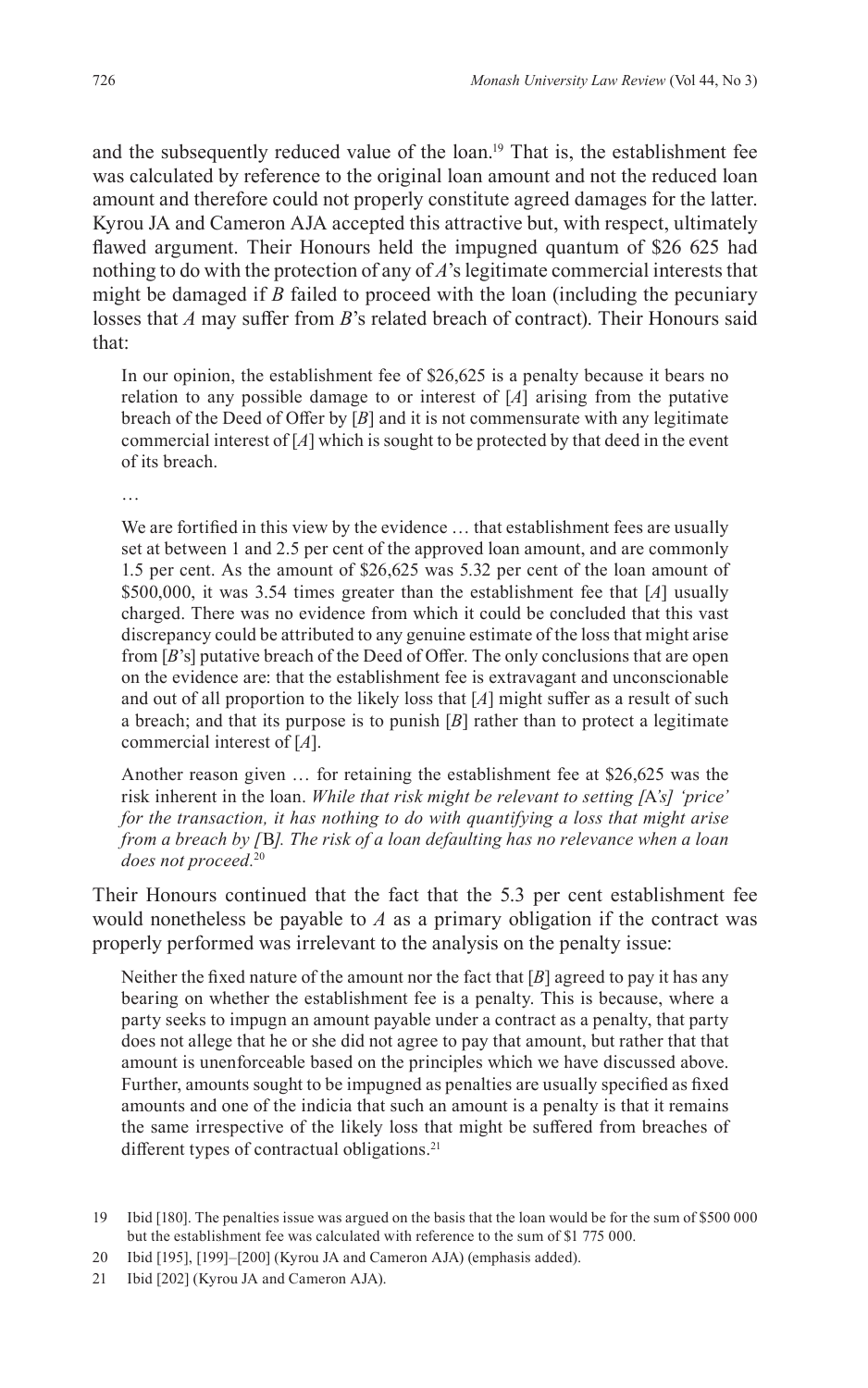and the subsequently reduced value of the loan.[19] That is, the establishment fee was calculated by reference to the original loan amount and not the reduced loan amount and therefore could not properly constitute agreed damages for the latter. Kyrou JA and Cameron AJA accepted this attractive but, with respect, ultimately flawed argument. Their Honours held the impugned quantum of $26 625 had nothing to do with the protection of any of *A*'s legitimate commercial interests that might be damaged if *B* failed to proceed with the loan (including the pecuniary losses that *A* may suffer from *B*'s related breach of contract). Their Honours said that:

> In our opinion, the establishment fee of $26,625 is a penalty because it bears no relation to any possible damage to or interest of [*A*] arising from the putative breach of the Deed of Offer by [*B*] and it is not commensurate with any legitimate commercial interest of [*A*] which is sought to be protected by that deed in the event of its breach.
>
> …
>
> We are fortified in this view by the evidence … that establishment fees are usually set at between 1 and 2.5 per cent of the approved loan amount, and are commonly 1.5 per cent. As the amount of $26,625 was 5.32 per cent of the loan amount of $500,000, it was 3.54 times greater than the establishment fee that [*A*] usually charged. There was no evidence from which it could be concluded that this vast discrepancy could be attributed to any genuine estimate of the loss that might arise from [*B*'s] putative breach of the Deed of Offer. The only conclusions that are open on the evidence are: that the establishment fee is extravagant and unconscionable and out of all proportion to the likely loss that [*A*] might suffer as a result of such a breach; and that its purpose is to punish [*B*] rather than to protect a legitimate commercial interest of [*A*].
>
> Another reason given … for retaining the establishment fee at $26,625 was the risk inherent in the loan. *While that risk might be relevant to setting [A's] 'price' for the transaction, it has nothing to do with quantifying a loss that might arise from a breach by [B]. The risk of a loan defaulting has no relevance when a loan does not proceed.*[20]

Their Honours continued that the fact that the 5.3 per cent establishment fee would nonetheless be payable to *A* as a primary obligation if the contract was properly performed was irrelevant to the analysis on the penalty issue:

> Neither the fixed nature of the amount nor the fact that [*B*] agreed to pay it has any bearing on whether the establishment fee is a penalty. This is because, where a party seeks to impugn an amount payable under a contract as a penalty, that party does not allege that he or she did not agree to pay that amount, but rather that that amount is unenforceable based on the principles which we have discussed above. Further, amounts sought to be impugned as penalties are usually specified as fixed amounts and one of the indicia that such an amount is a penalty is that it remains the same irrespective of the likely loss that might be suffered from breaches of different types of contractual obligations.[21]

---

19 Ibid [180]. The penalties issue was argued on the basis that the loan would be for the sum of $500 000 but the establishment fee was calculated with reference to the sum of $1 775 000.

20 Ibid [195], [199]–[200] (Kyrou JA and Cameron AJA) (emphasis added).

21 Ibid [202] (Kyrou JA and Cameron AJA).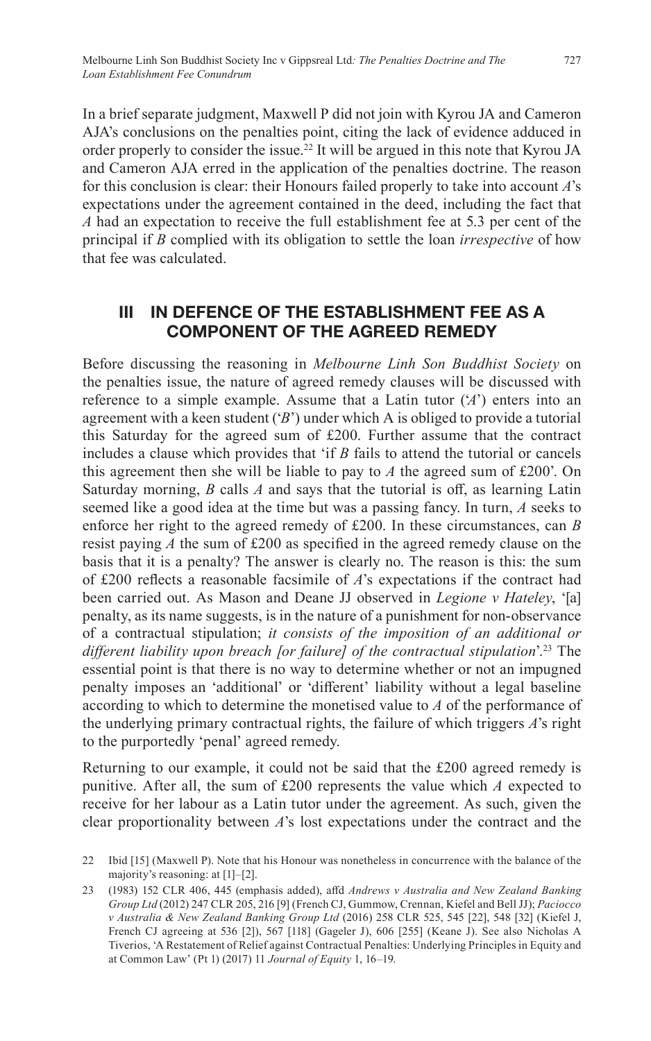In a brief separate judgment, Maxwell P did not join with Kyrou JA and Cameron AJA's conclusions on the penalties point, citing the lack of evidence adduced in order properly to consider the issue.[22] It will be argued in this note that Kyrou JA and Cameron AJA erred in the application of the penalties doctrine. The reason for this conclusion is clear: their Honours failed properly to take into account *A*'s expectations under the agreement contained in the deed, including the fact that *A* had an expectation to receive the full establishment fee at 5.3 per cent of the principal if *B* complied with its obligation to settle the loan *irrespective* of how that fee was calculated.

## III IN DEFENCE OF THE ESTABLISHMENT FEE AS A COMPONENT OF THE AGREED REMEDY

Before discussing the reasoning in *Melbourne Linh Son Buddhist Society* on the penalties issue, the nature of agreed remedy clauses will be discussed with reference to a simple example. Assume that a Latin tutor ('*A*') enters into an agreement with a keen student ('*B*') under which A is obliged to provide a tutorial this Saturday for the agreed sum of £200. Further assume that the contract includes a clause which provides that 'if *B* fails to attend the tutorial or cancels this agreement then she will be liable to pay to *A* the agreed sum of £200'. On Saturday morning, *B* calls *A* and says that the tutorial is off, as learning Latin seemed like a good idea at the time but was a passing fancy. In turn, *A* seeks to enforce her right to the agreed remedy of £200. In these circumstances, can *B* resist paying *A* the sum of £200 as specified in the agreed remedy clause on the basis that it is a penalty? The answer is clearly no. The reason is this: the sum of £200 reflects a reasonable facsimile of *A*'s expectations if the contract had been carried out. As Mason and Deane JJ observed in *Legione v Hateley*, '[a] penalty, as its name suggests, is in the nature of a punishment for non-observance of a contractual stipulation; *it consists of the imposition of an additional or different liability upon breach [or failure] of the contractual stipulation*'.[23] The essential point is that there is no way to determine whether or not an impugned penalty imposes an 'additional' or 'different' liability without a legal baseline according to which to determine the monetised value to *A* of the performance of the underlying primary contractual rights, the failure of which triggers *A*'s right to the purportedly 'penal' agreed remedy.

Returning to our example, it could not be said that the £200 agreed remedy is punitive. After all, the sum of £200 represents the value which *A* expected to receive for her labour as a Latin tutor under the agreement. As such, given the clear proportionality between *A*'s lost expectations under the contract and the

22 Ibid [15] (Maxwell P). Note that his Honour was nonetheless in concurrence with the balance of the majority's reasoning: at [1]–[2].

23 (1983) 152 CLR 406, 445 (emphasis added), affd *Andrews v Australia and New Zealand Banking Group Ltd* (2012) 247 CLR 205, 216 [9] (French CJ, Gummow, Crennan, Kiefel and Bell JJ); *Paciocco v Australia & New Zealand Banking Group Ltd* (2016) 258 CLR 525, 545 [22], 548 [32] (Kiefel J, French CJ agreeing at 536 [2]), 567 [118] (Gageler J), 606 [255] (Keane J). See also Nicholas A Tiverios, 'A Restatement of Relief against Contractual Penalties: Underlying Principles in Equity and at Common Law' (Pt 1) (2017) 11 *Journal of Equity* 1, 16–19.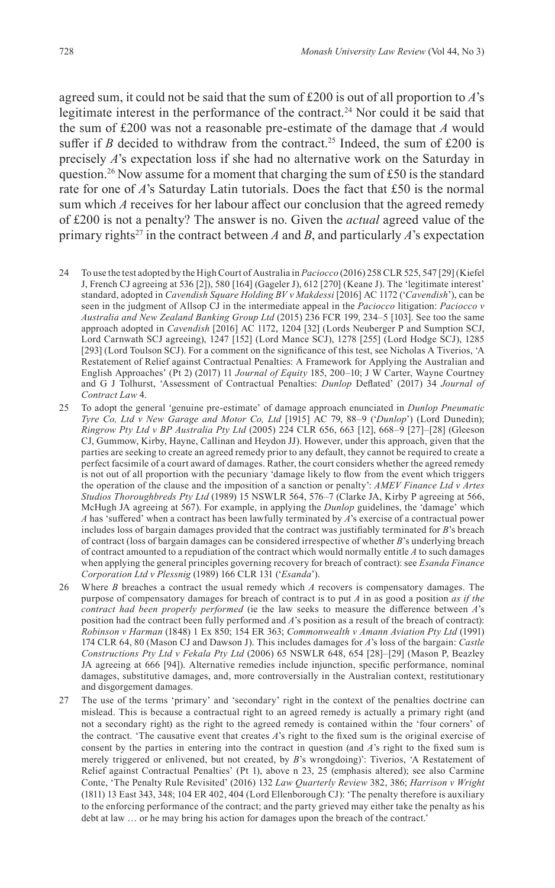agreed sum, it could not be said that the sum of £200 is out of all proportion to *A*'s legitimate interest in the performance of the contract.[24] Nor could it be said that the sum of £200 was not a reasonable pre-estimate of the damage that *A* would suffer if *B* decided to withdraw from the contract.[25] Indeed, the sum of £200 is precisely *A*'s expectation loss if she had no alternative work on the Saturday in question.[26] Now assume for a moment that charging the sum of £50 is the standard rate for one of *A*'s Saturday Latin tutorials. Does the fact that £50 is the normal sum which *A* receives for her labour affect our conclusion that the agreed remedy of £200 is not a penalty? The answer is no. Given the *actual* agreed value of the primary rights[27] in the contract between *A* and *B*, and particularly *A*'s expectation

24 To use the test adopted by the High Court of Australia in *Paciocco* (2016) 258 CLR 525, 547 [29] (Kiefel J, French CJ agreeing at 536 [2]), 580 [164] (Gageler J), 612 [270] (Keane J). The 'legitimate interest' standard, adopted in *Cavendish Square Holding BV v Makdessi* [2016] AC 1172 ('*Cavendish*'), can be seen in the judgment of Allsop CJ in the intermediate appeal in the *Paciocco* litigation: *Paciocco v Australia and New Zealand Banking Group Ltd* (2015) 236 FCR 199, 234–5 [103]. See too the same approach adopted in *Cavendish* [2016] AC 1172, 1204 [32] (Lords Neuberger P and Sumption SCJ, Lord Carnwath SCJ agreeing), 1247 [152] (Lord Mance SCJ), 1278 [255] (Lord Hodge SCJ), 1285 [293] (Lord Toulson SCJ). For a comment on the significance of this test, see Nicholas A Tiverios, 'A Restatement of Relief against Contractual Penalties: A Framework for Applying the Australian and English Approaches' (Pt 2) (2017) 11 *Journal of Equity* 185, 200–10; J W Carter, Wayne Courtney and G J Tolhurst, 'Assessment of Contractual Penalties: *Dunlop* Deflated' (2017) 34 *Journal of Contract Law* 4.

25 To adopt the general 'genuine pre-estimate' of damage approach enunciated in *Dunlop Pneumatic Tyre Co, Ltd v New Garage and Motor Co, Ltd* [1915] AC 79, 88–9 ('*Dunlop*') (Lord Dunedin); *Ringrow Pty Ltd v BP Australia Pty Ltd* (2005) 224 CLR 656, 663 [12], 668–9 [27]–[28] (Gleeson CJ, Gummow, Kirby, Hayne, Callinan and Heydon JJ). However, under this approach, given that the parties are seeking to create an agreed remedy prior to any default, they cannot be required to create a perfect facsimile of a court award of damages. Rather, the court considers whether the agreed remedy is not out of all proportion with the pecuniary 'damage likely to flow from the event which triggers the operation of the clause and the imposition of a sanction or penalty': *AMEV Finance Ltd v Artes Studios Thoroughbreds Pty Ltd* (1989) 15 NSWLR 564, 576–7 (Clarke JA, Kirby P agreeing at 566, McHugh JA agreeing at 567). For example, in applying the *Dunlop* guidelines, the 'damage' which *A* has 'suffered' when a contract has been lawfully terminated by *A*'s exercise of a contractual power includes loss of bargain damages provided that the contract was justifiably terminated for *B*'s breach of contract (loss of bargain damages can be considered irrespective of whether *B*'s underlying breach of contract amounted to a repudiation of the contract which would normally entitle *A* to such damages when applying the general principles governing recovery for breach of contract): see *Esanda Finance Corporation Ltd v Plessnig* (1989) 166 CLR 131 ('*Esanda*').

26 Where *B* breaches a contract the usual remedy which *A* recovers is compensatory damages. The purpose of compensatory damages for breach of contract is to put *A* in as good a position *as if the contract had been properly performed* (ie the law seeks to measure the difference between *A*'s position had the contract been fully performed and *A*'s position as a result of the breach of contract): *Robinson v Harman* (1848) 1 Ex 850; 154 ER 363; *Commonwealth v Amann Aviation Pty Ltd* (1991) 174 CLR 64, 80 (Mason CJ and Dawson J). This includes damages for *A*'s loss of the bargain: *Castle Constructions Pty Ltd v Fekala Pty Ltd* (2006) 65 NSWLR 648, 654 [28]–[29] (Mason P, Beazley JA agreeing at 666 [94]). Alternative remedies include injunction, specific performance, nominal damages, substitutive damages, and, more controversially in the Australian context, restitutionary and disgorgement damages.

27 The use of the terms 'primary' and 'secondary' right in the context of the penalties doctrine can mislead. This is because a contractual right to an agreed remedy is actually a primary right (and not a secondary right) as the right to the agreed remedy is contained within the 'four corners' of the contract. 'The causative event that creates *A*'s right to the fixed sum is the original exercise of consent by the parties in entering into the contract in question (and *A*'s right to the fixed sum is merely triggered or enlivened, but not created, by *B*'s wrongdoing)': Tiverios, 'A Restatement of Relief against Contractual Penalties' (Pt 1), above n 23, 25 (emphasis altered); see also Carmine Conte, 'The Penalty Rule Revisited' (2016) 132 *Law Quarterly Review* 382, 386; *Harrison v Wright* (1811) 13 East 343, 348; 104 ER 402, 404 (Lord Ellenborough CJ): 'The penalty therefore is auxiliary to the enforcing performance of the contract; and the party grieved may either take the penalty as his debt at law … or he may bring his action for damages upon the breach of the contract.'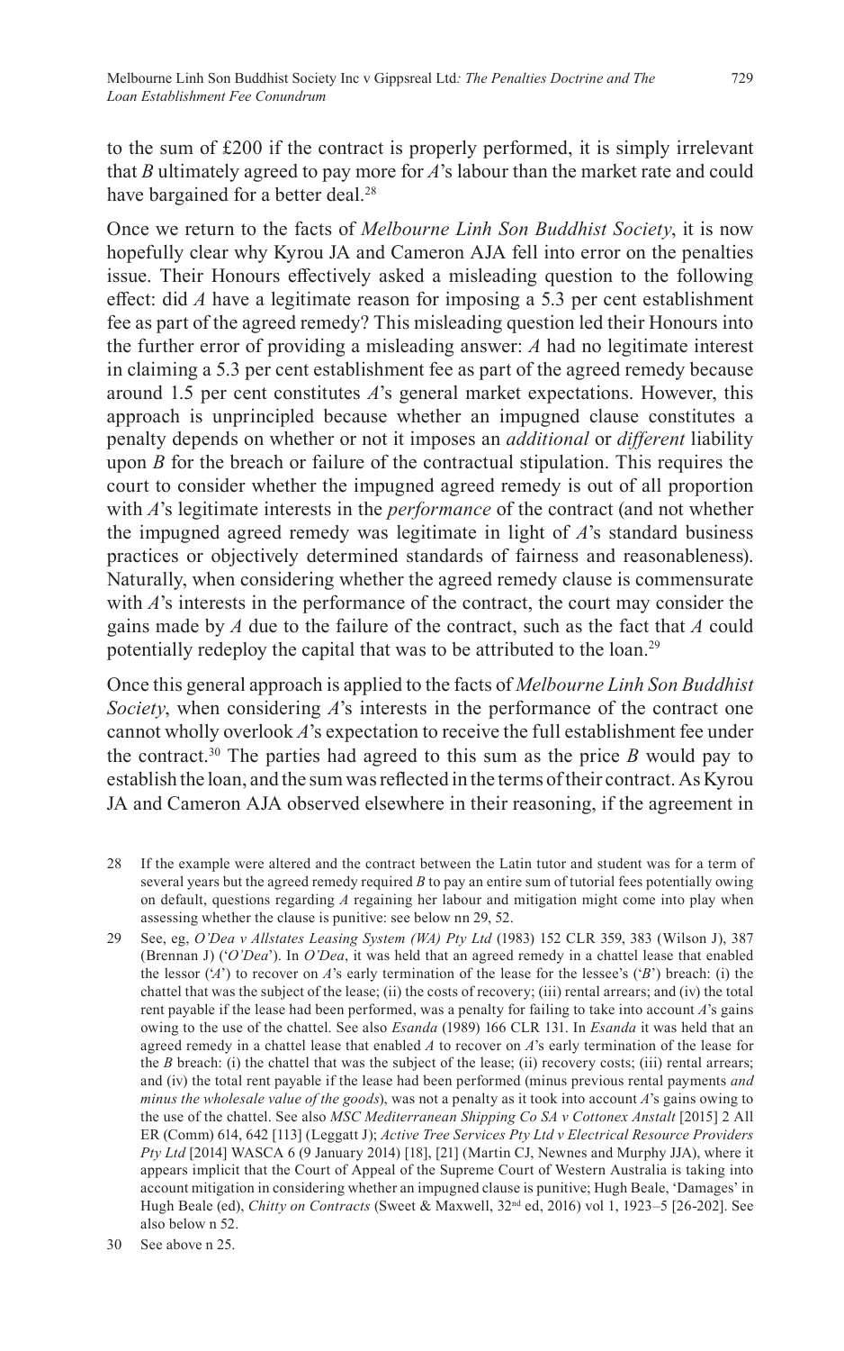to the sum of £200 if the contract is properly performed, it is simply irrelevant that *B* ultimately agreed to pay more for *A*'s labour than the market rate and could have bargained for a better deal.[28]

Once we return to the facts of *Melbourne Linh Son Buddhist Society*, it is now hopefully clear why Kyrou JA and Cameron AJA fell into error on the penalties issue. Their Honours effectively asked a misleading question to the following effect: did *A* have a legitimate reason for imposing a 5.3 per cent establishment fee as part of the agreed remedy? This misleading question led their Honours into the further error of providing a misleading answer: *A* had no legitimate interest in claiming a 5.3 per cent establishment fee as part of the agreed remedy because around 1.5 per cent constitutes *A*'s general market expectations. However, this approach is unprincipled because whether an impugned clause constitutes a penalty depends on whether or not it imposes an *additional* or *different* liability upon *B* for the breach or failure of the contractual stipulation. This requires the court to consider whether the impugned agreed remedy is out of all proportion with *A*'s legitimate interests in the *performance* of the contract (and not whether the impugned agreed remedy was legitimate in light of *A*'s standard business practices or objectively determined standards of fairness and reasonableness). Naturally, when considering whether the agreed remedy clause is commensurate with *A*'s interests in the performance of the contract, the court may consider the gains made by *A* due to the failure of the contract, such as the fact that *A* could potentially redeploy the capital that was to be attributed to the loan.[29]

Once this general approach is applied to the facts of *Melbourne Linh Son Buddhist Society*, when considering *A*'s interests in the performance of the contract one cannot wholly overlook *A*'s expectation to receive the full establishment fee under the contract.[30] The parties had agreed to this sum as the price *B* would pay to establish the loan, and the sum was reflected in the terms of their contract. As Kyrou JA and Cameron AJA observed elsewhere in their reasoning, if the agreement in

---

28 If the example were altered and the contract between the Latin tutor and student was for a term of several years but the agreed remedy required *B* to pay an entire sum of tutorial fees potentially owing on default, questions regarding *A* regaining her labour and mitigation might come into play when assessing whether the clause is punitive: see below nn 29, 52.

29 See, eg, *O'Dea v Allstates Leasing System (WA) Pty Ltd* (1983) 152 CLR 359, 383 (Wilson J), 387 (Brennan J) ('*O'Dea*'). In *O'Dea*, it was held that an agreed remedy in a chattel lease that enabled the lessor ('*A*') to recover on *A*'s early termination of the lease for the lessee's ('*B*') breach: (i) the chattel that was the subject of the lease; (ii) the costs of recovery; (iii) rental arrears; and (iv) the total rent payable if the lease had been performed, was a penalty for failing to take into account *A*'s gains owing to the use of the chattel. See also *Esanda* (1989) 166 CLR 131. In *Esanda* it was held that an agreed remedy in a chattel lease that enabled *A* to recover on *A*'s early termination of the lease for the *B* breach: (i) the chattel that was the subject of the lease; (ii) recovery costs; (iii) rental arrears; and (iv) the total rent payable if the lease had been performed (minus previous rental payments *and minus the wholesale value of the goods*), was not a penalty as it took into account *A*'s gains owing to the use of the chattel. See also *MSC Mediterranean Shipping Co SA v Cottonex Anstalt* [2015] 2 All ER (Comm) 614, 642 [113] (Leggatt J); *Active Tree Services Pty Ltd v Electrical Resource Providers Pty Ltd* [2014] WASCA 6 (9 January 2014) [18], [21] (Martin CJ, Newnes and Murphy JJA), where it appears implicit that the Court of Appeal of the Supreme Court of Western Australia is taking into account mitigation in considering whether an impugned clause is punitive; Hugh Beale, 'Damages' in Hugh Beale (ed), *Chitty on Contracts* (Sweet & Maxwell, 32nd ed, 2016) vol 1, 1923–5 [26-202]. See also below n 52.

30 See above n 25.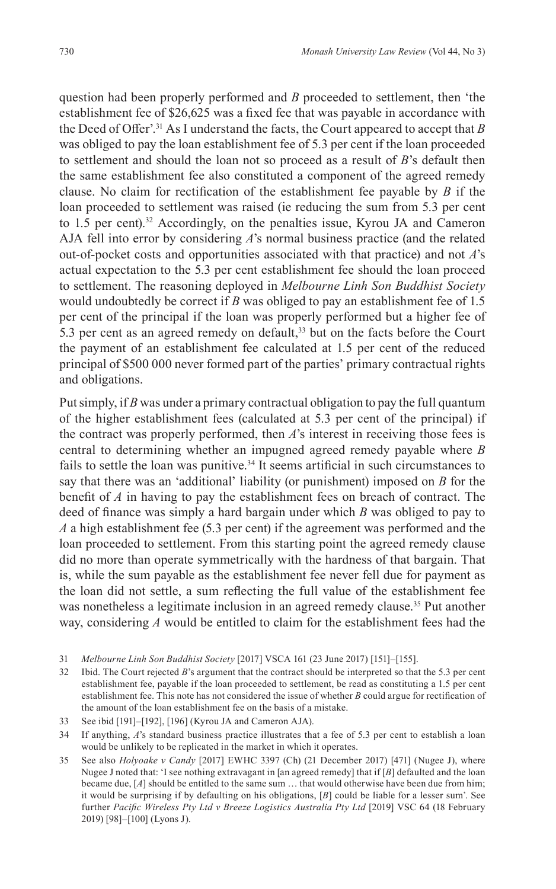question had been properly performed and *B* proceeded to settlement, then 'the establishment fee of $26,625 was a fixed fee that was payable in accordance with the Deed of Offer'.[31] As I understand the facts, the Court appeared to accept that *B* was obliged to pay the loan establishment fee of 5.3 per cent if the loan proceeded to settlement and should the loan not so proceed as a result of *B*'s default then the same establishment fee also constituted a component of the agreed remedy clause. No claim for rectification of the establishment fee payable by *B* if the loan proceeded to settlement was raised (ie reducing the sum from 5.3 per cent to 1.5 per cent).[32] Accordingly, on the penalties issue, Kyrou JA and Cameron AJA fell into error by considering *A*'s normal business practice (and the related out-of-pocket costs and opportunities associated with that practice) and not *A*'s actual expectation to the 5.3 per cent establishment fee should the loan proceed to settlement. The reasoning deployed in *Melbourne Linh Son Buddhist Society* would undoubtedly be correct if *B* was obliged to pay an establishment fee of 1.5 per cent of the principal if the loan was properly performed but a higher fee of 5.3 per cent as an agreed remedy on default,[33] but on the facts before the Court the payment of an establishment fee calculated at 1.5 per cent of the reduced principal of $500 000 never formed part of the parties' primary contractual rights and obligations.

Put simply, if *B* was under a primary contractual obligation to pay the full quantum of the higher establishment fees (calculated at 5.3 per cent of the principal) if the contract was properly performed, then *A*'s interest in receiving those fees is central to determining whether an impugned agreed remedy payable where *B* fails to settle the loan was punitive.[34] It seems artificial in such circumstances to say that there was an 'additional' liability (or punishment) imposed on *B* for the benefit of *A* in having to pay the establishment fees on breach of contract. The deed of finance was simply a hard bargain under which *B* was obliged to pay to *A* a high establishment fee (5.3 per cent) if the agreement was performed and the loan proceeded to settlement. From this starting point the agreed remedy clause did no more than operate symmetrically with the hardness of that bargain. That is, while the sum payable as the establishment fee never fell due for payment as the loan did not settle, a sum reflecting the full value of the establishment fee was nonetheless a legitimate inclusion in an agreed remedy clause.[35] Put another way, considering *A* would be entitled to claim for the establishment fees had the

---

31 *Melbourne Linh Son Buddhist Society* [2017] VSCA 161 (23 June 2017) [151]–[155].

32 Ibid. The Court rejected *B*'s argument that the contract should be interpreted so that the 5.3 per cent establishment fee, payable if the loan proceeded to settlement, be read as constituting a 1.5 per cent establishment fee. This note has not considered the issue of whether *B* could argue for rectification of the amount of the loan establishment fee on the basis of a mistake.

33 See ibid [191]–[192], [196] (Kyrou JA and Cameron AJA).

34 If anything, *A*'s standard business practice illustrates that a fee of 5.3 per cent to establish a loan would be unlikely to be replicated in the market in which it operates.

35 See also *Holyoake v Candy* [2017] EWHC 3397 (Ch) (21 December 2017) [471] (Nugee J), where Nugee J noted that: 'I see nothing extravagant in [an agreed remedy] that if [*B*] defaulted and the loan became due, [*A*] should be entitled to the same sum … that would otherwise have been due from him; it would be surprising if by defaulting on his obligations, [*B*] could be liable for a lesser sum'. See further *Pacific Wireless Pty Ltd v Breeze Logistics Australia Pty Ltd* [2019] VSC 64 (18 February 2019) [98]–[100] (Lyons J).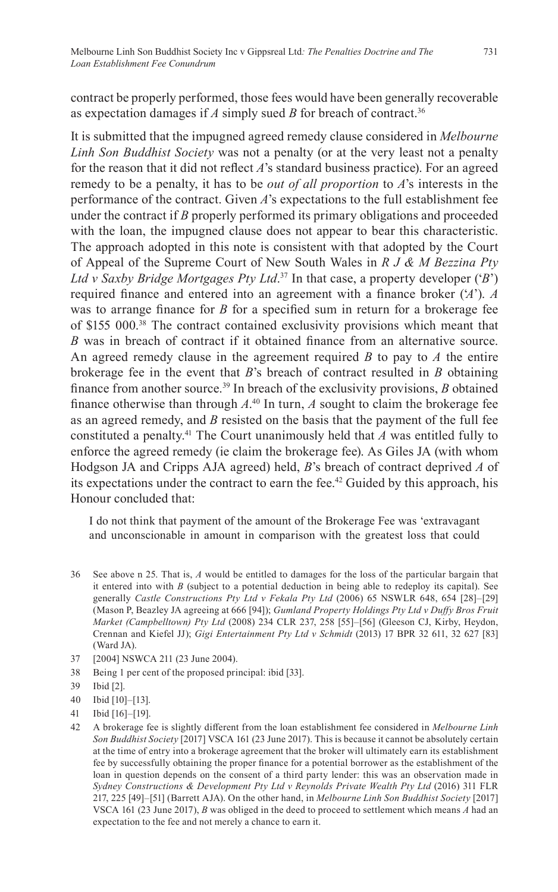contract be properly performed, those fees would have been generally recoverable as expectation damages if *A* simply sued *B* for breach of contract.[36]

It is submitted that the impugned agreed remedy clause considered in *Melbourne Linh Son Buddhist Society* was not a penalty (or at the very least not a penalty for the reason that it did not reflect *A*'s standard business practice). For an agreed remedy to be a penalty, it has to be *out of all proportion* to *A*'s interests in the performance of the contract. Given *A*'s expectations to the full establishment fee under the contract if *B* properly performed its primary obligations and proceeded with the loan, the impugned clause does not appear to bear this characteristic. The approach adopted in this note is consistent with that adopted by the Court of Appeal of the Supreme Court of New South Wales in *R J & M Bezzina Pty Ltd v Saxby Bridge Mortgages Pty Ltd*.[37] In that case, a property developer ('*B*') required finance and entered into an agreement with a finance broker ('*A*'). *A* was to arrange finance for *B* for a specified sum in return for a brokerage fee of \$155 000.[38] The contract contained exclusivity provisions which meant that *B* was in breach of contract if it obtained finance from an alternative source. An agreed remedy clause in the agreement required *B* to pay to *A* the entire brokerage fee in the event that *B*'s breach of contract resulted in *B* obtaining finance from another source.[39] In breach of the exclusivity provisions, *B* obtained finance otherwise than through *A*.[40] In turn, *A* sought to claim the brokerage fee as an agreed remedy, and *B* resisted on the basis that the payment of the full fee constituted a penalty.[41] The Court unanimously held that *A* was entitled fully to enforce the agreed remedy (ie claim the brokerage fee). As Giles JA (with whom Hodgson JA and Cripps AJA agreed) held, *B*'s breach of contract deprived *A* of its expectations under the contract to earn the fee.[42] Guided by this approach, his Honour concluded that:

> I do not think that payment of the amount of the Brokerage Fee was 'extravagant and unconscionable in amount in comparison with the greatest loss that could

---

36 See above n 25. That is, *A* would be entitled to damages for the loss of the particular bargain that it entered into with *B* (subject to a potential deduction in being able to redeploy its capital). See generally *Castle Constructions Pty Ltd v Fekala Pty Ltd* (2006) 65 NSWLR 648, 654 [28]–[29] (Mason P, Beazley JA agreeing at 666 [94]); *Gumland Property Holdings Pty Ltd v Duffy Bros Fruit Market (Campbelltown) Pty Ltd* (2008) 234 CLR 237, 258 [55]–[56] (Gleeson CJ, Kirby, Heydon, Crennan and Kiefel JJ); *Gigi Entertainment Pty Ltd v Schmidt* (2013) 17 BPR 32 611, 32 627 [83] (Ward JA).

37 [2004] NSWCA 211 (23 June 2004).

38 Being 1 per cent of the proposed principal: ibid [33].

39 Ibid [2].

40 Ibid [10]–[13].

41 Ibid [16]–[19].

42 A brokerage fee is slightly different from the loan establishment fee considered in *Melbourne Linh Son Buddhist Society* [2017] VSCA 161 (23 June 2017). This is because it cannot be absolutely certain at the time of entry into a brokerage agreement that the broker will ultimately earn its establishment fee by successfully obtaining the proper finance for a potential borrower as the establishment of the loan in question depends on the consent of a third party lender: this was an observation made in *Sydney Constructions & Development Pty Ltd v Reynolds Private Wealth Pty Ltd* (2016) 311 FLR 217, 225 [49]–[51] (Barrett AJA). On the other hand, in *Melbourne Linh Son Buddhist Society* [2017] VSCA 161 (23 June 2017), *B* was obliged in the deed to proceed to settlement which means *A* had an expectation to the fee and not merely a chance to earn it.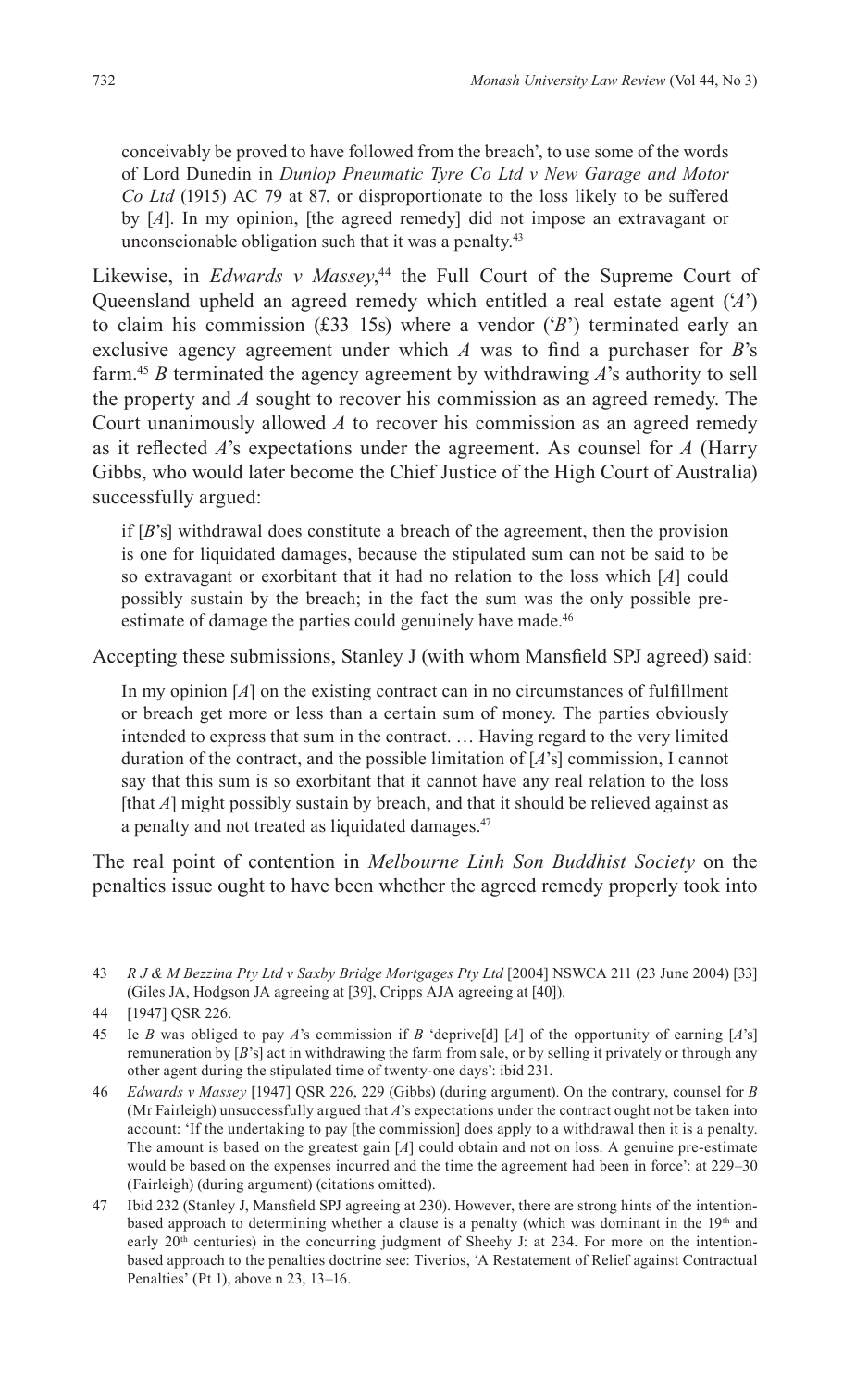conceivably be proved to have followed from the breach', to use some of the words of Lord Dunedin in *Dunlop Pneumatic Tyre Co Ltd v New Garage and Motor Co Ltd* (1915) AC 79 at 87, or disproportionate to the loss likely to be suffered by [*A*]. In my opinion, [the agreed remedy] did not impose an extravagant or unconscionable obligation such that it was a penalty.[43]

Likewise, in *Edwards v Massey*,[44] the Full Court of the Supreme Court of Queensland upheld an agreed remedy which entitled a real estate agent ('*A*') to claim his commission (£33 15s) where a vendor ('*B*') terminated early an exclusive agency agreement under which *A* was to find a purchaser for *B*'s farm.[45] *B* terminated the agency agreement by withdrawing *A*'s authority to sell the property and *A* sought to recover his commission as an agreed remedy. The Court unanimously allowed *A* to recover his commission as an agreed remedy as it reflected *A*'s expectations under the agreement. As counsel for *A* (Harry Gibbs, who would later become the Chief Justice of the High Court of Australia) successfully argued:

> if [*B*'s] withdrawal does constitute a breach of the agreement, then the provision is one for liquidated damages, because the stipulated sum can not be said to be so extravagant or exorbitant that it had no relation to the loss which [*A*] could possibly sustain by the breach; in the fact the sum was the only possible pre-estimate of damage the parties could genuinely have made.[46]

Accepting these submissions, Stanley J (with whom Mansfield SPJ agreed) said:

> In my opinion [*A*] on the existing contract can in no circumstances of fulfillment or breach get more or less than a certain sum of money. The parties obviously intended to express that sum in the contract. … Having regard to the very limited duration of the contract, and the possible limitation of [*A*'s] commission, I cannot say that this sum is so exorbitant that it cannot have any real relation to the loss [that *A*] might possibly sustain by breach, and that it should be relieved against as a penalty and not treated as liquidated damages.[47]

The real point of contention in *Melbourne Linh Son Buddhist Society* on the penalties issue ought to have been whether the agreed remedy properly took into

---

43 *R J & M Bezzina Pty Ltd v Saxby Bridge Mortgages Pty Ltd* [2004] NSWCA 211 (23 June 2004) [33] (Giles JA, Hodgson JA agreeing at [39], Cripps AJA agreeing at [40]).

44 [1947] QSR 226.

45 Ie *B* was obliged to pay *A*'s commission if *B* 'deprive[d] [*A*] of the opportunity of earning [*A*'s] remuneration by [*B*'s] act in withdrawing the farm from sale, or by selling it privately or through any other agent during the stipulated time of twenty-one days': ibid 231.

46 *Edwards v Massey* [1947] QSR 226, 229 (Gibbs) (during argument). On the contrary, counsel for *B* (Mr Fairleigh) unsuccessfully argued that *A*'s expectations under the contract ought not be taken into account: 'If the undertaking to pay [the commission] does apply to a withdrawal then it is a penalty. The amount is based on the greatest gain [*A*] could obtain and not on loss. A genuine pre-estimate would be based on the expenses incurred and the time the agreement had been in force': at 229–30 (Fairleigh) (during argument) (citations omitted).

47 Ibid 232 (Stanley J, Mansfield SPJ agreeing at 230). However, there are strong hints of the intention-based approach to determining whether a clause is a penalty (which was dominant in the 19th and early 20th centuries) in the concurring judgment of Sheehy J: at 234. For more on the intention-based approach to the penalties doctrine see: Tiverios, 'A Restatement of Relief against Contractual Penalties' (Pt 1), above n 23, 13–16.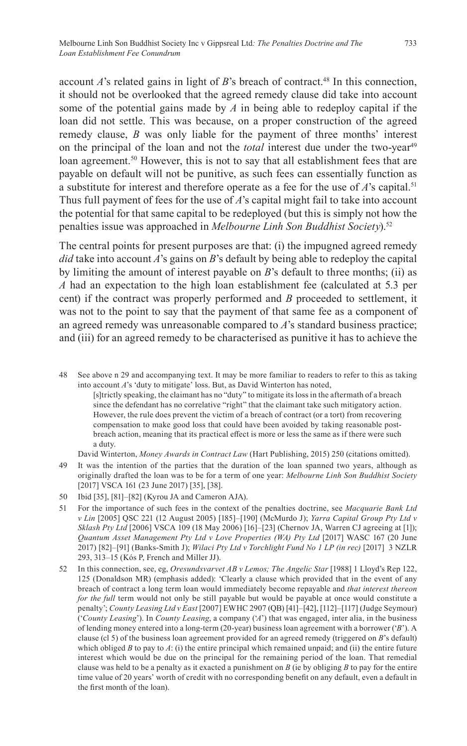account *A*'s related gains in light of *B*'s breach of contract.[48] In this connection, it should not be overlooked that the agreed remedy clause did take into account some of the potential gains made by *A* in being able to redeploy capital if the loan did not settle. This was because, on a proper construction of the agreed remedy clause, *B* was only liable for the payment of three months' interest on the principal of the loan and not the *total* interest due under the two-year[49] loan agreement.[50] However, this is not to say that all establishment fees that are payable on default will not be punitive, as such fees can essentially function as a substitute for interest and therefore operate as a fee for the use of *A*'s capital.[51] Thus full payment of fees for the use of *A*'s capital might fail to take into account the potential for that same capital to be redeployed (but this is simply not how the penalties issue was approached in *Melbourne Linh Son Buddhist Society*).[52]

The central points for present purposes are that: (i) the impugned agreed remedy *did* take into account *A*'s gains on *B*'s default by being able to redeploy the capital by limiting the amount of interest payable on *B*'s default to three months; (ii) as *A* had an expectation to the high loan establishment fee (calculated at 5.3 per cent) if the contract was properly performed and *B* proceeded to settlement, it was not to the point to say that the payment of that same fee as a component of an agreed remedy was unreasonable compared to *A*'s standard business practice; and (iii) for an agreed remedy to be characterised as punitive it has to achieve the

---

48 See above n 29 and accompanying text. It may be more familiar to readers to refer to this as taking into account *A*'s 'duty to mitigate' loss. But, as David Winterton has noted,

> [s]trictly speaking, the claimant has no "duty" to mitigate its loss in the aftermath of a breach since the defendant has no correlative "right" that the claimant take such mitigatory action. However, the rule does prevent the victim of a breach of contract (or a tort) from recovering compensation to make good loss that could have been avoided by taking reasonable post-breach action, meaning that its practical effect is more or less the same as if there were such a duty.

David Winterton, *Money Awards in Contract Law* (Hart Publishing, 2015) 250 (citations omitted).

49 It was the intention of the parties that the duration of the loan spanned two years, although as originally drafted the loan was to be for a term of one year: *Melbourne Linh Son Buddhist Society* [2017] VSCA 161 (23 June 2017) [35], [38].

50 Ibid [35], [81]–[82] (Kyrou JA and Cameron AJA).

51 For the importance of such fees in the context of the penalties doctrine, see *Macquarie Bank Ltd v Lin* [2005] QSC 221 (12 August 2005) [185]–[190] (McMurdo J); *Yarra Capital Group Pty Ltd v Sklash Pty Ltd* [2006] VSCA 109 (18 May 2006) [16]–[23] (Chernov JA, Warren CJ agreeing at [1]); *Quantum Asset Management Pty Ltd v Love Properties (WA) Pty Ltd* [2017] WASC 167 (20 June 2017) [82]–[91] (Banks-Smith J); *Wilaci Pty Ltd v Torchlight Fund No 1 LP (in rec)* [2017] 3 NZLR 293, 313–15 (Kós P, French and Miller JJ).

52 In this connection, see, eg, *Oresundsvarvet AB v Lemos; The Angelic Star* [1988] 1 Lloyd's Rep 122, 125 (Donaldson MR) (emphasis added): 'Clearly a clause which provided that in the event of any breach of contract a long term loan would immediately become repayable and *that interest thereon for the full* term would not only be still payable but would be payable at once would constitute a penalty'; *County Leasing Ltd v East* [2007] EWHC 2907 (QB) [41]–[42], [112]–[117] (Judge Seymour) ('*County Leasing*'). In *County Leasing*, a company ('*A*') that was engaged, inter alia, in the business of lending money entered into a long-term (20-year) business loan agreement with a borrower ('*B*'). A clause (cl 5) of the business loan agreement provided for an agreed remedy (triggered on *B*'s default) which obliged *B* to pay to *A*: (i) the entire principal which remained unpaid; and (ii) the entire future interest which would be due on the principal for the remaining period of the loan. That remedial clause was held to be a penalty as it exacted a punishment on *B* (ie by obliging *B* to pay for the entire time value of 20 years' worth of credit with no corresponding benefit on any default, even a default in the first month of the loan).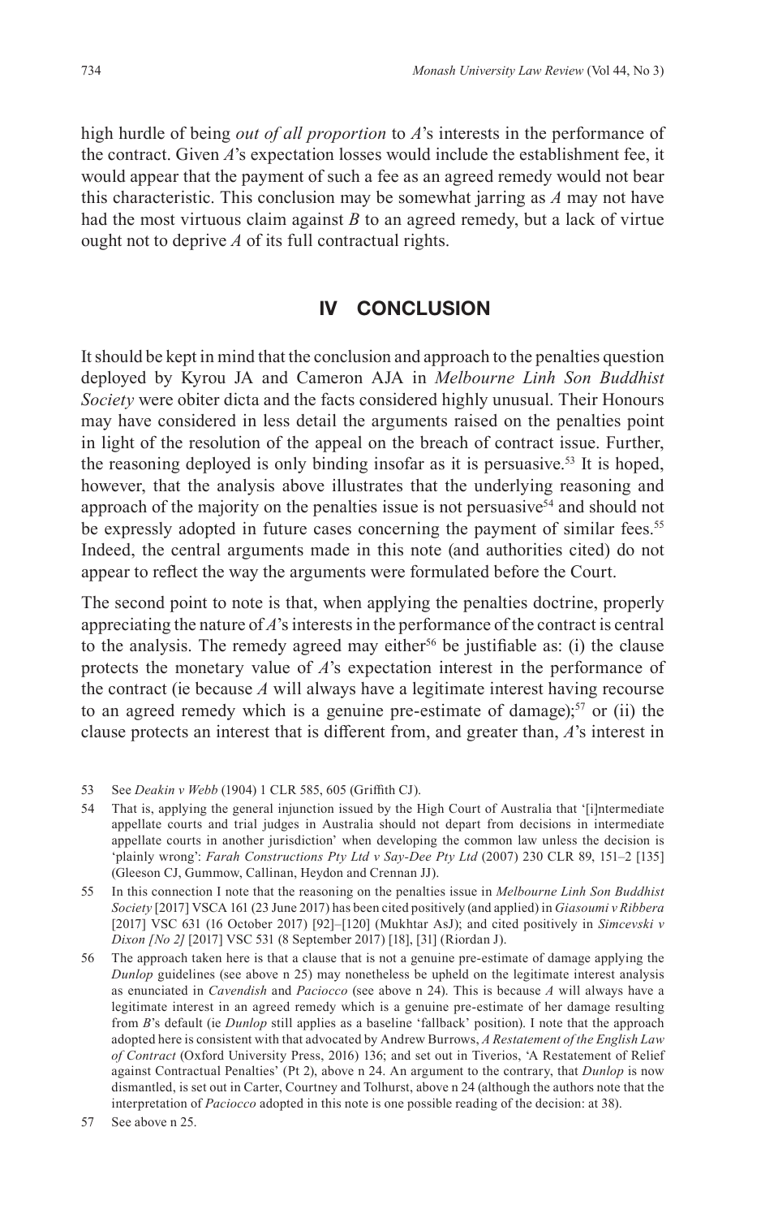high hurdle of being *out of all proportion* to *A*'s interests in the performance of the contract. Given *A*'s expectation losses would include the establishment fee, it would appear that the payment of such a fee as an agreed remedy would not bear this characteristic. This conclusion may be somewhat jarring as *A* may not have had the most virtuous claim against *B* to an agreed remedy, but a lack of virtue ought not to deprive *A* of its full contractual rights.

## IV CONCLUSION

It should be kept in mind that the conclusion and approach to the penalties question deployed by Kyrou JA and Cameron AJA in *Melbourne Linh Son Buddhist Society* were obiter dicta and the facts considered highly unusual. Their Honours may have considered in less detail the arguments raised on the penalties point in light of the resolution of the appeal on the breach of contract issue. Further, the reasoning deployed is only binding insofar as it is persuasive.[53] It is hoped, however, that the analysis above illustrates that the underlying reasoning and approach of the majority on the penalties issue is not persuasive[54] and should not be expressly adopted in future cases concerning the payment of similar fees.[55] Indeed, the central arguments made in this note (and authorities cited) do not appear to reflect the way the arguments were formulated before the Court.

The second point to note is that, when applying the penalties doctrine, properly appreciating the nature of *A*'s interests in the performance of the contract is central to the analysis. The remedy agreed may either[56] be justifiable as: (i) the clause protects the monetary value of *A*'s expectation interest in the performance of the contract (ie because *A* will always have a legitimate interest having recourse to an agreed remedy which is a genuine pre-estimate of damage);[57] or (ii) the clause protects an interest that is different from, and greater than, *A*'s interest in

53 See *Deakin v Webb* (1904) 1 CLR 585, 605 (Griffith CJ).

54 That is, applying the general injunction issued by the High Court of Australia that '[i]ntermediate appellate courts and trial judges in Australia should not depart from decisions in intermediate appellate courts in another jurisdiction' when developing the common law unless the decision is 'plainly wrong': *Farah Constructions Pty Ltd v Say-Dee Pty Ltd* (2007) 230 CLR 89, 151–2 [135] (Gleeson CJ, Gummow, Callinan, Heydon and Crennan JJ).

55 In this connection I note that the reasoning on the penalties issue in *Melbourne Linh Son Buddhist Society* [2017] VSCA 161 (23 June 2017) has been cited positively (and applied) in *Giasoumi v Ribbera* [2017] VSC 631 (16 October 2017) [92]–[120] (Mukhtar AsJ); and cited positively in *Simcevski v Dixon [No 2]* [2017] VSC 531 (8 September 2017) [18], [31] (Riordan J).

56 The approach taken here is that a clause that is not a genuine pre-estimate of damage applying the *Dunlop* guidelines (see above n 25) may nonetheless be upheld on the legitimate interest analysis as enunciated in *Cavendish* and *Paciocco* (see above n 24). This is because *A* will always have a legitimate interest in an agreed remedy which is a genuine pre-estimate of her damage resulting from *B*'s default (ie *Dunlop* still applies as a baseline 'fallback' position). I note that the approach adopted here is consistent with that advocated by Andrew Burrows, *A Restatement of the English Law of Contract* (Oxford University Press, 2016) 136; and set out in Tiverios, 'A Restatement of Relief against Contractual Penalties' (Pt 2), above n 24. An argument to the contrary, that *Dunlop* is now dismantled, is set out in Carter, Courtney and Tolhurst, above n 24 (although the authors note that the interpretation of *Paciocco* adopted in this note is one possible reading of the decision: at 38).

57 See above n 25.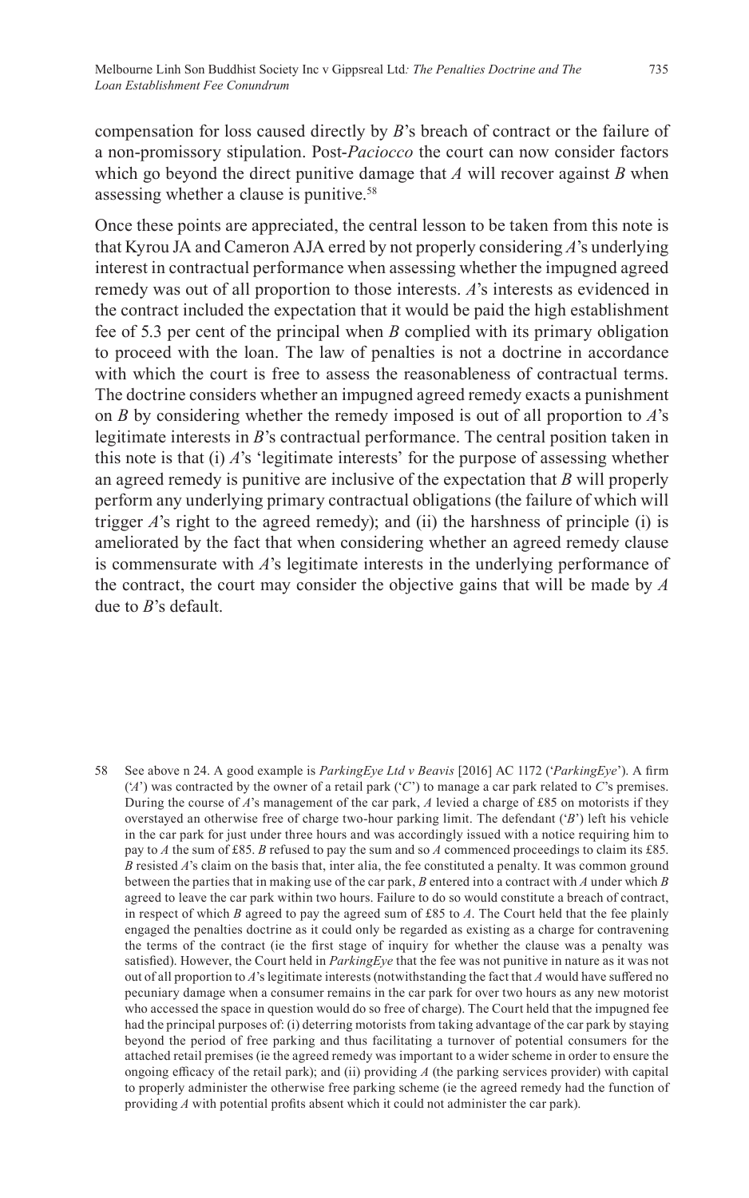compensation for loss caused directly by *B*'s breach of contract or the failure of a non-promissory stipulation. Post-*Paciocco* the court can now consider factors which go beyond the direct punitive damage that *A* will recover against *B* when assessing whether a clause is punitive.[58]

Once these points are appreciated, the central lesson to be taken from this note is that Kyrou JA and Cameron AJA erred by not properly considering *A*'s underlying interest in contractual performance when assessing whether the impugned agreed remedy was out of all proportion to those interests. *A*'s interests as evidenced in the contract included the expectation that it would be paid the high establishment fee of 5.3 per cent of the principal when *B* complied with its primary obligation to proceed with the loan. The law of penalties is not a doctrine in accordance with which the court is free to assess the reasonableness of contractual terms. The doctrine considers whether an impugned agreed remedy exacts a punishment on *B* by considering whether the remedy imposed is out of all proportion to *A*'s legitimate interests in *B*'s contractual performance. The central position taken in this note is that (i) *A*'s 'legitimate interests' for the purpose of assessing whether an agreed remedy is punitive are inclusive of the expectation that *B* will properly perform any underlying primary contractual obligations (the failure of which will trigger *A*'s right to the agreed remedy); and (ii) the harshness of principle (i) is ameliorated by the fact that when considering whether an agreed remedy clause is commensurate with *A*'s legitimate interests in the underlying performance of the contract, the court may consider the objective gains that will be made by *A* due to *B*'s default.

58 See above n 24. A good example is *ParkingEye Ltd v Beavis* [2016] AC 1172 ('*ParkingEye*'). A firm ('*A*') was contracted by the owner of a retail park ('*C*') to manage a car park related to *C*'s premises. During the course of *A*'s management of the car park, *A* levied a charge of £85 on motorists if they overstayed an otherwise free of charge two-hour parking limit. The defendant ('*B*') left his vehicle in the car park for just under three hours and was accordingly issued with a notice requiring him to pay to *A* the sum of £85. *B* refused to pay the sum and so *A* commenced proceedings to claim its £85. *B* resisted *A*'s claim on the basis that, inter alia, the fee constituted a penalty. It was common ground between the parties that in making use of the car park, *B* entered into a contract with *A* under which *B* agreed to leave the car park within two hours. Failure to do so would constitute a breach of contract, in respect of which *B* agreed to pay the agreed sum of £85 to *A*. The Court held that the fee plainly engaged the penalties doctrine as it could only be regarded as existing as a charge for contravening the terms of the contract (ie the first stage of inquiry for whether the clause was a penalty was satisfied). However, the Court held in *ParkingEye* that the fee was not punitive in nature as it was not out of all proportion to *A*'s legitimate interests (notwithstanding the fact that *A* would have suffered no pecuniary damage when a consumer remains in the car park for over two hours as any new motorist who accessed the space in question would do so free of charge). The Court held that the impugned fee had the principal purposes of: (i) deterring motorists from taking advantage of the car park by staying beyond the period of free parking and thus facilitating a turnover of potential consumers for the attached retail premises (ie the agreed remedy was important to a wider scheme in order to ensure the ongoing efficacy of the retail park); and (ii) providing *A* (the parking services provider) with capital to properly administer the otherwise free parking scheme (ie the agreed remedy had the function of providing *A* with potential profits absent which it could not administer the car park).